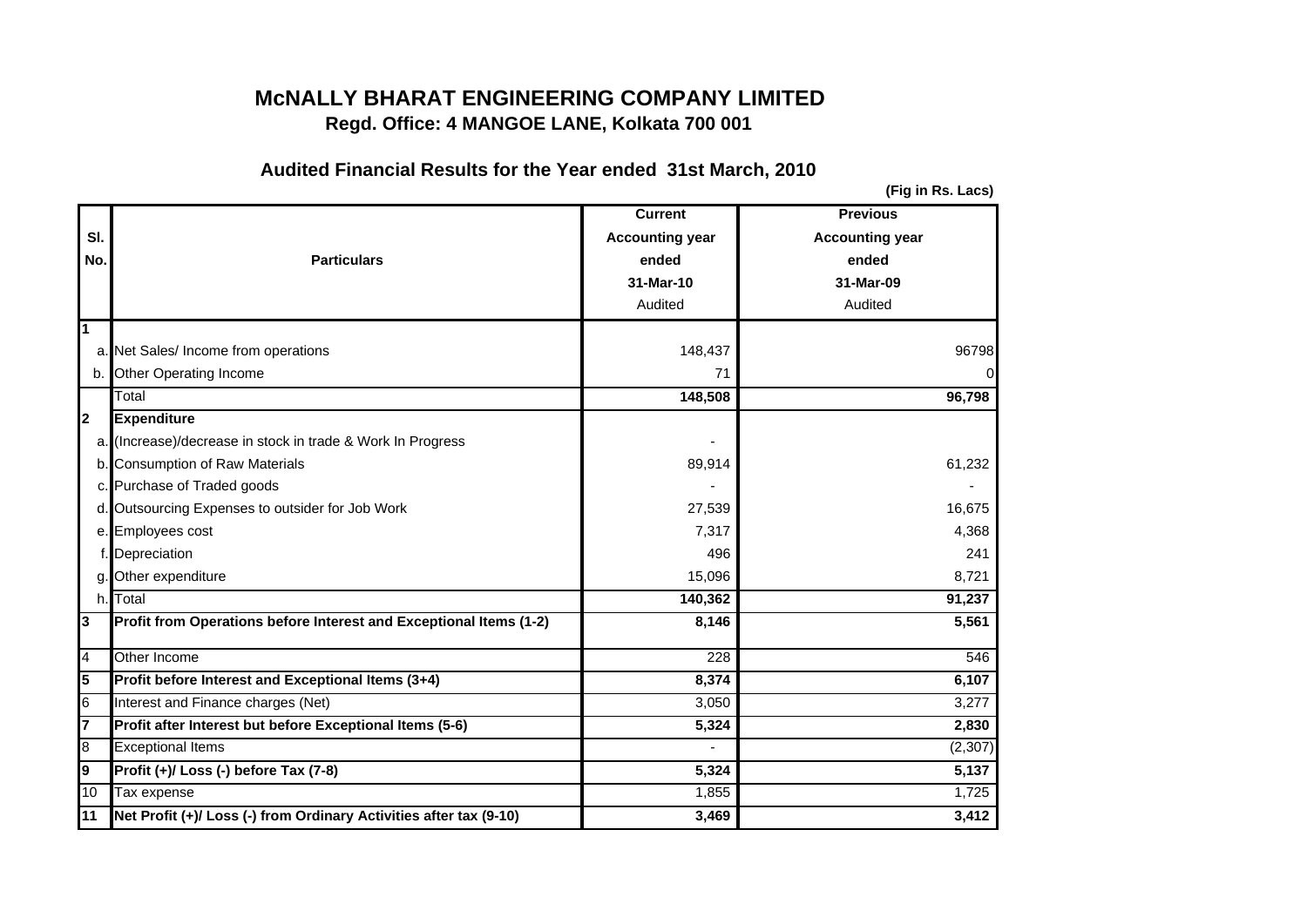# McNALLY BHARAT ENGINEERING COMPANY LIMITED

## Regd. Office: 4 MANGOE LANE, Kolkata 700 001

### Audited Financial Results for the Year ended 31st March, 2010

**(Fig in Rs. Lacs)**

| Sl. No. | | Particulars | Current Accounting year ended 31-Mar-10 Audited | Previous Accounting year ended 31-Mar-09 Audited |
|---|---|---|---|---|
| 1 | | | | |
| | a. | Net Sales/ Income from operations | 148,437 | 96798 |
| | b. | Other Operating Income | 71 | 0 |
| | | Total | **148,508** | **96,798** |
| 2 | | **Expenditure** | | |
| | a. | (Increase)/decrease in stock in trade & Work In Progress | - | |
| | b. | Consumption of Raw Materials | 89,914 | 61,232 |
| | c. | Purchase of Traded goods | - | - |
| | d. | Outsourcing Expenses to outsider for Job Work | 27,539 | 16,675 |
| | e. | Employees cost | 7,317 | 4,368 |
| | f. | Depreciation | 496 | 241 |
| | g. | Other expenditure | 15,096 | 8,721 |
| | h. | Total | **140,362** | **91,237** |
| 3 | | **Profit from Operations before Interest and Exceptional Items (1-2)** | **8,146** | **5,561** |
| 4 | | Other Income | 228 | 546 |
| 5 | | **Profit before Interest and Exceptional Items (3+4)** | **8,374** | **6,107** |
| 6 | | Interest and Finance charges (Net) | 3,050 | 3,277 |
| 7 | | **Profit after Interest but before Exceptional Items (5-6)** | **5,324** | **2,830** |
| 8 | | Exceptional Items | - | (2,307) |
| 9 | | **Profit (+)/ Loss (-) before Tax (7-8)** | **5,324** | **5,137** |
| 10 | | Tax expense | 1,855 | 1,725 |
| 11 | | **Net Profit (+)/ Loss (-) from Ordinary Activities after tax (9-10)** | **3,469** | **3,412** |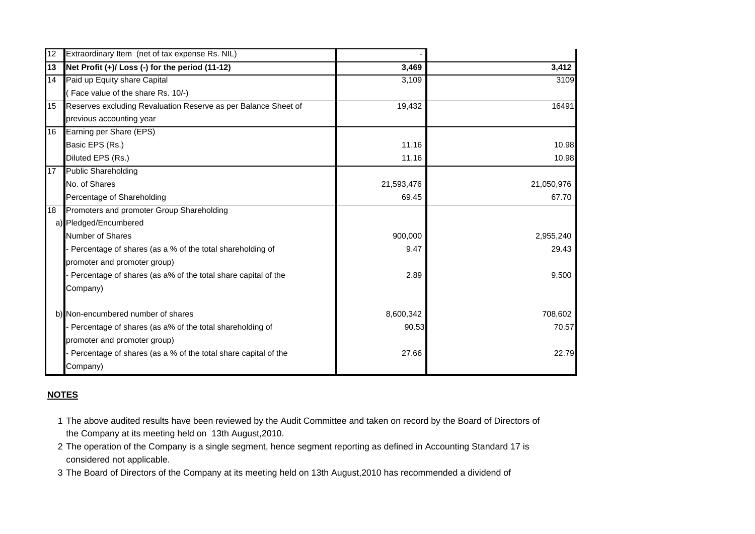| | | | |
|---|---|---|---|
| 12 | Extraordinary Item (net of tax expense Rs. NIL) | - | |
| **13** | **Net Profit (+)/ Loss (-) for the period (11-12)** | **3,469** | **3,412** |
| 14 | Paid up Equity share Capital | 3,109 | 3109 |
| | ( Face value of the share Rs. 10/-) | | |
| 15 | Reserves excluding Revaluation Reserve as per Balance Sheet of | 19,432 | 16491 |
| | previous accounting year | | |
| 16 | Earning per Share (EPS) | | |
| | Basic EPS (Rs.) | 11.16 | 10.98 |
| | Diluted EPS (Rs.) | 11.16 | 10.98 |
| 17 | Public Shareholding | | |
| | No. of Shares | 21,593,476 | 21,050,976 |
| | Percentage of Shareholding | 69.45 | 67.70 |
| 18 | Promoters and promoter Group Shareholding | | |
| a) | Pledged/Encumbered | | |
| | Number of Shares | 900,000 | 2,955,240 |
| | - Percentage of shares (as a % of the total shareholding of promoter and promoter group) | 9.47 | 29.43 |
| | - Percentage of shares (as a% of the total share capital of the Company) | 2.89 | 9.500 |
| b) | Non-encumbered number of shares | 8,600,342 | 708,602 |
| | - Percentage of shares (as a% of the total shareholding of promoter and promoter group) | 90.53 | 70.57 |
| | - Percentage of shares (as a % of the total share capital of the Company) | 27.66 | 22.79 |

**NOTES**

1. The above audited results have been reviewed by the Audit Committee and taken on record by the Board of Directors of the Company at its meeting held on 13th August,2010.
2. The operation of the Company is a single segment, hence segment reporting as defined in Accounting Standard 17 is considered not applicable.
3. The Board of Directors of the Company at its meeting held on 13th August,2010 has recommended a dividend of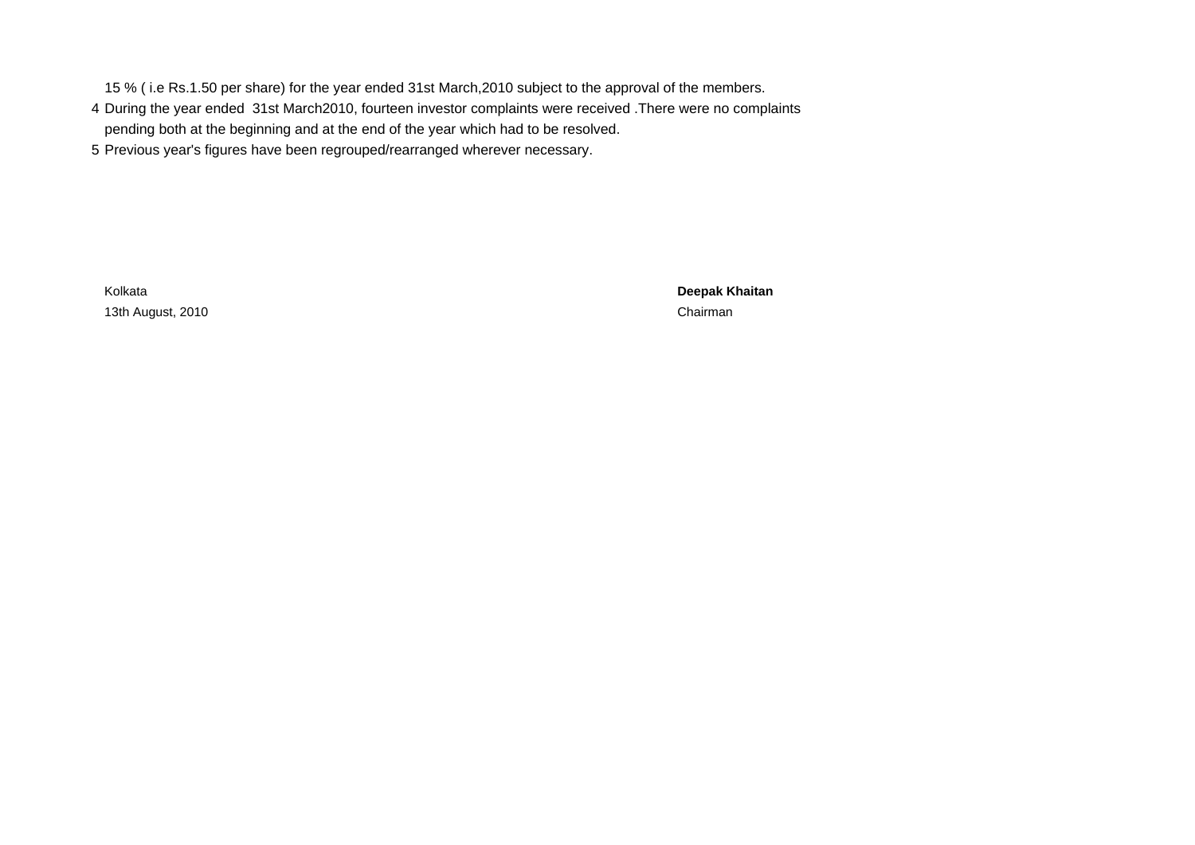15 % ( i.e Rs.1.50 per share) for the year ended 31st March,2010 subject to the approval of the members.

4 During the year ended 31st March2010, fourteen investor complaints were received .There were no complaints pending both at the beginning and at the end of the year which had to be resolved.

5 Previous year's figures have been regrouped/rearranged wherever necessary.

Kolkata
13th August, 2010

**Deepak Khaitan**
Chairman